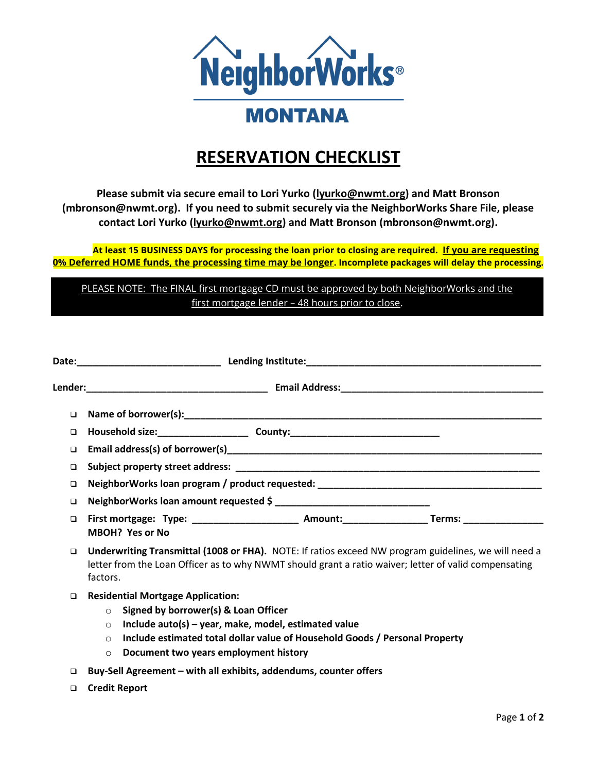NeighborWorks®

MONTANA

# RESERVATION CHECKLIST

**Please submit via secure email to Lori Yurko (lyurko@nwmt.org) and Matt Bronson (mbronson@nwmt.org). If you need to submit securely via the NeighborWorks Share File, please contact Lori Yurko (lyurko@nwmt.org) and Matt Bronson (mbronson@nwmt.org).**

**At least 15 BUSINESS DAYS for processing the loan prior to closing are required. If you are requesting 0% Deferred HOME funds, the processing time may be longer. Incomplete packages will delay the processing.**

PLEASE NOTE: The FINAL first mortgage CD must be approved by both NeighborWorks and the first mortgage lender – 48 hours prior to close.

**Date:**___________________________ **Lending Institute:**_____________________________________________

**Lender:**__________________________________ **Email Address:**______________________________________

- ❑ **Name of borrower(s):**______________________________________________________________________
- ❑ **Household size:**_________________ **County:**____________________________
- ❑ **Email address(s) of borrower(s)**_____________________________________________________________
- ❑ **Subject property street address:** ___________________________________________________________
- ❑ **NeighborWorks loan program / product requested:** ___________________________________________
- ❑ **NeighborWorks loan amount requested $** _____________________________
- ❑ **First mortgage: Type:** ____________________ **Amount:**________________ **Terms:** _______________
  **MBOH? Yes or No**
- ❑ **Underwriting Transmittal (1008 or FHA).** NOTE: If ratios exceed NW program guidelines, we will need a letter from the Loan Officer as to why NWMT should grant a ratio waiver; letter of valid compensating factors.
- ❑ **Residential Mortgage Application:**
  - **Signed by borrower(s) & Loan Officer**
  - **Include auto(s) – year, make, model, estimated value**
  - **Include estimated total dollar value of Household Goods / Personal Property**
  - **Document two years employment history**
- ❑ **Buy-Sell Agreement – with all exhibits, addendums, counter offers**
- ❑ **Credit Report**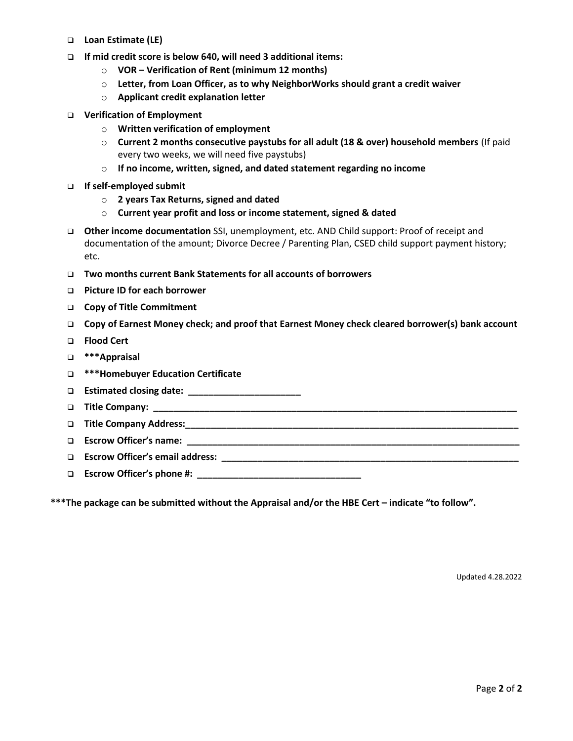- [ ] **Loan Estimate (LE)**
- [ ] **If mid credit score is below 640, will need 3 additional items:**
    - **VOR – Verification of Rent (minimum 12 months)**
    - **Letter, from Loan Officer, as to why NeighborWorks should grant a credit waiver**
    - **Applicant credit explanation letter**
- [ ] **Verification of Employment**
    - **Written verification of employment**
    - **Current 2 months consecutive paystubs for all adult (18 & over) household members** (If paid every two weeks, we will need five paystubs)
    - **If no income, written, signed, and dated statement regarding no income**
- [ ] **If self-employed submit**
    - **2 years Tax Returns, signed and dated**
    - **Current year profit and loss or income statement, signed & dated**
- [ ] **Other income documentation** SSI, unemployment, etc. AND Child support: Proof of receipt and documentation of the amount; Divorce Decree / Parenting Plan, CSED child support payment history; etc.
- [ ] **Two months current Bank Statements for all accounts of borrowers**
- [ ] **Picture ID for each borrower**
- [ ] **Copy of Title Commitment**
- [ ] **Copy of Earnest Money check; and proof that Earnest Money check cleared borrower(s) bank account**
- [ ] **Flood Cert**
- [ ] **\*\*\*Appraisal**
- [ ] **\*\*\*Homebuyer Education Certificate**
- [ ] **Estimated closing date: ______________________**
- [ ] **Title Company: ____________________________________________________________________________**
- [ ] **Title Company Address:_____________________________________________________________________**
- [ ] **Escrow Officer's name: ______________________________________________________________________**
- [ ] **Escrow Officer's email address: ____________________________________________________________**
- [ ] **Escrow Officer's phone #: ________________________________**

**\*\*\*The package can be submitted without the Appraisal and/or the HBE Cert – indicate "to follow".**

Updated 4.28.2022